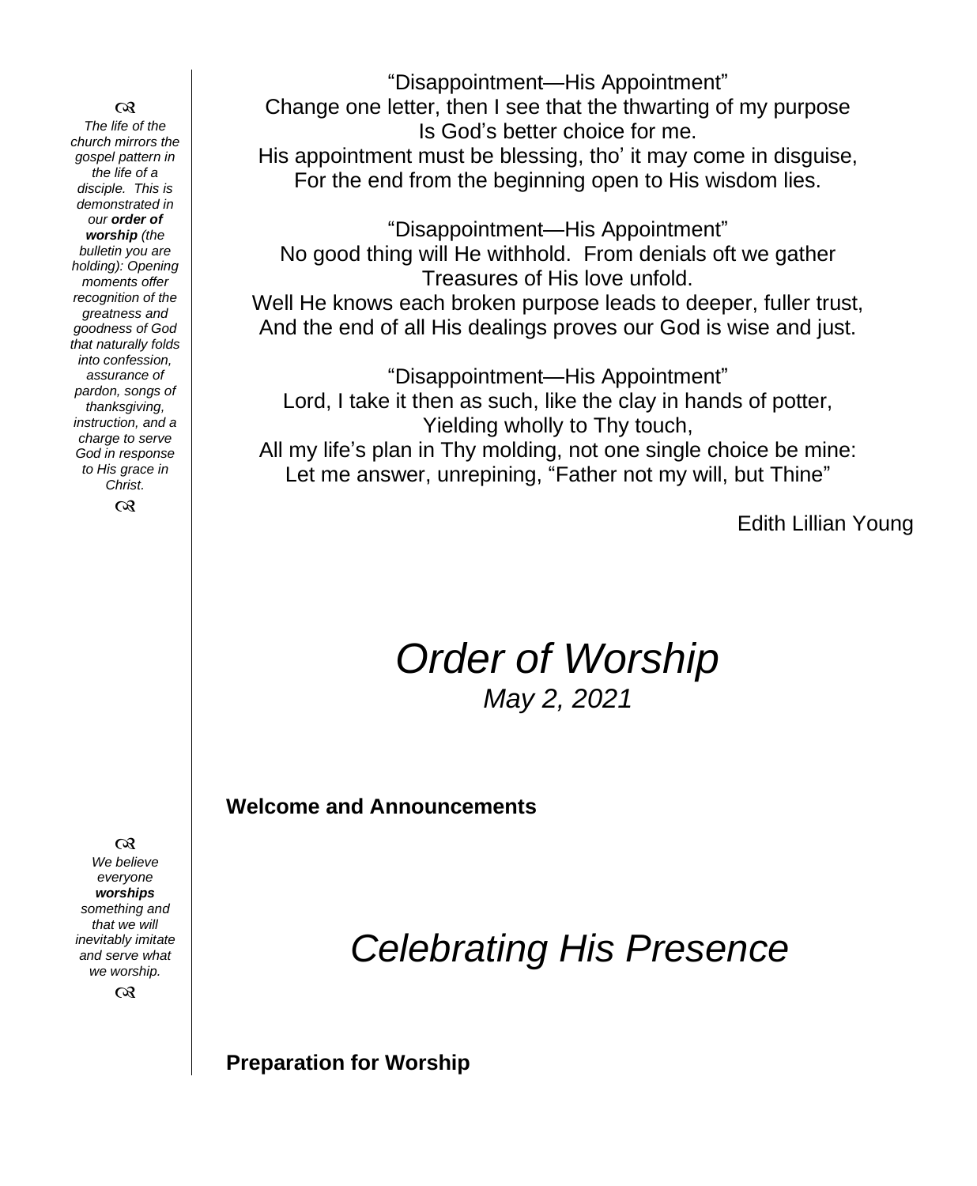“Disappointment—His Appointment”
Change one letter, then I see that the thwarting of my purpose
Is God’s better choice for me.
His appointment must be blessing, tho’ it may come in disguise,
For the end from the beginning open to His wisdom lies.

“Disappointment—His Appointment”
No good thing will He withhold. From denials oft we gather
Treasures of His love unfold.
Well He knows each broken purpose leads to deeper, fuller trust,
And the end of all His dealings proves our God is wise and just.

“Disappointment—His Appointment”
Lord, I take it then as such, like the clay in hands of potter,
Yielding wholly to Thy touch,
All my life’s plan in Thy molding, not one single choice be mine:
Let me answer, unrepining, “Father not my will, but Thine”

Edith Lillian Young

ꝏ
*The life of the church mirrors the gospel pattern in the life of a disciple. This is demonstrated in our* ***order of worship*** *(the bulletin you are holding): Opening moments offer recognition of the greatness and goodness of God that naturally folds into confession, assurance of pardon, songs of thanksgiving, instruction, and a charge to serve God in response to His grace in Christ.*
ꝏ

# *Order of Worship*

*May 2, 2021*

**Welcome and Announcements**

ꝏ
*We believe everyone* ***worships*** *something and that we will inevitably imitate and serve what we worship.*
ꝏ

# *Celebrating His Presence*

**Preparation for Worship**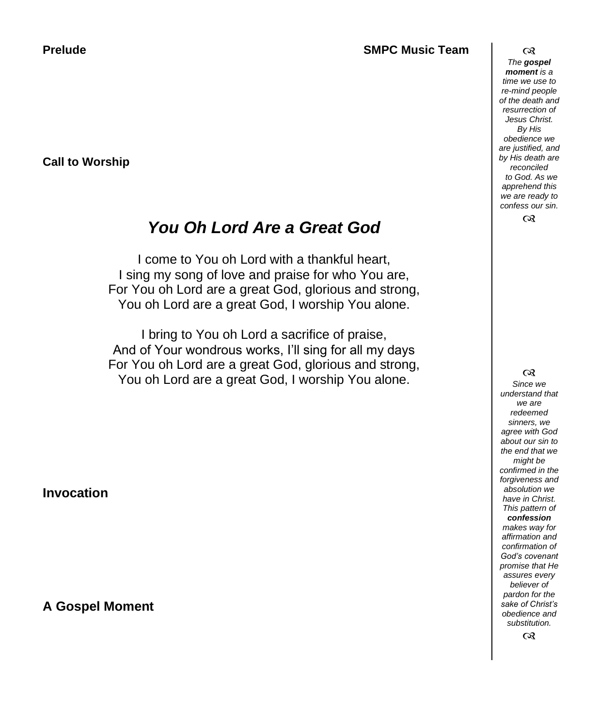**Prelude** **SMPC Music Team**

**Call to Worship**

## *You Oh Lord Are a Great God*

I come to You oh Lord with a thankful heart,
I sing my song of love and praise for who You are,
For You oh Lord are a great God, glorious and strong,
You oh Lord are a great God, I worship You alone.

I bring to You oh Lord a sacrifice of praise,
And of Your wondrous works, I'll sing for all my days
For You oh Lord are a great God, glorious and strong,
You oh Lord are a great God, I worship You alone.

**Invocation**

**A Gospel Moment**

*The **gospel moment** is a time we use to re-mind people of the death and resurrection of Jesus Christ. By His obedience we are justified, and by His death are reconciled to God. As we apprehend this we are ready to confess our sin.*

*Since we understand that we are redeemed sinners, we agree with God about our sin to the end that we might be confirmed in the forgiveness and absolution we have in Christ. This pattern of **confession** makes way for affirmation and confirmation of God's covenant promise that He assures every believer of pardon for the sake of Christ's obedience and substitution.*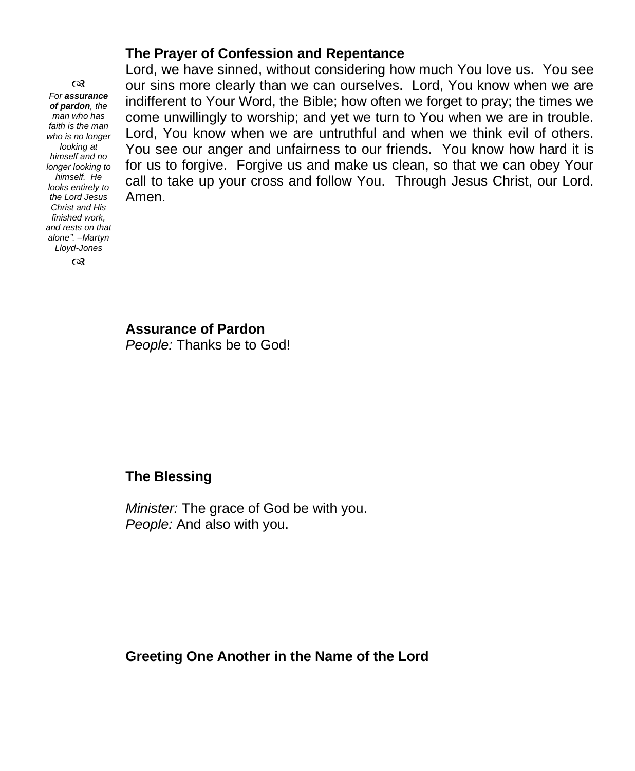## The Prayer of Confession and Repentance

Lord, we have sinned, without considering how much You love us. You see our sins more clearly than we can ourselves. Lord, You know when we are indifferent to Your Word, the Bible; how often we forget to pray; the times we come unwillingly to worship; and yet we turn to You when we are in trouble. Lord, You know when we are untruthful and when we think evil of others. You see our anger and unfairness to our friends. You know how hard it is for us to forgive. Forgive us and make us clean, so that we can obey Your call to take up your cross and follow You. Through Jesus Christ, our Lord. Amen.

*For **assurance of pardon**, the man who has faith is the man who is no longer looking at himself and no longer looking to himself. He looks entirely to the Lord Jesus Christ and His finished work, and rests on that alone". –Martyn Lloyd-Jones*

## Assurance of Pardon

*People:* Thanks be to God!

## The Blessing

*Minister:* The grace of God be with you.
*People:* And also with you.

## Greeting One Another in the Name of the Lord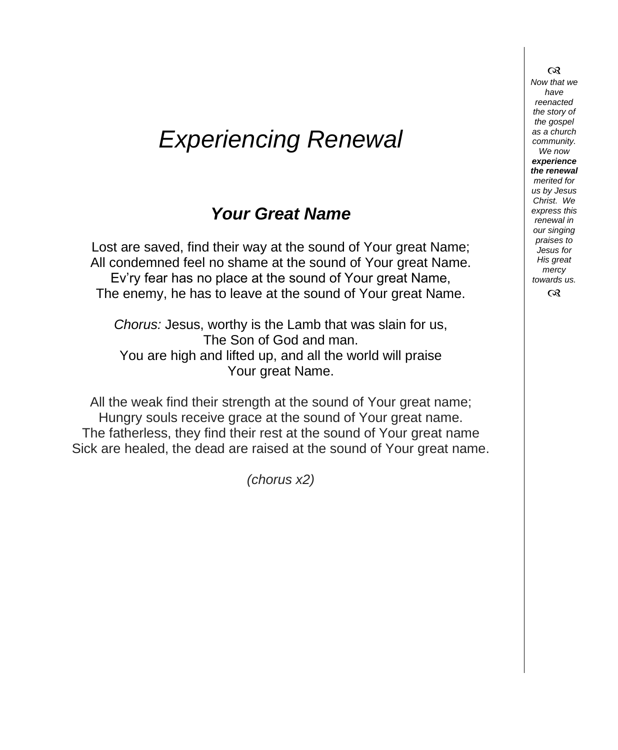# *Experiencing Renewal*

## ***Your Great Name***

Lost are saved, find their way at the sound of Your great Name;
All condemned feel no shame at the sound of Your great Name.
Ev'ry fear has no place at the sound of Your great Name,
The enemy, he has to leave at the sound of Your great Name.

*Chorus:* Jesus, worthy is the Lamb that was slain for us,
The Son of God and man.
You are high and lifted up, and all the world will praise
Your great Name.

All the weak find their strength at the sound of Your great name;
Hungry souls receive grace at the sound of Your great name.
The fatherless, they find their rest at the sound of Your great name
Sick are healed, the dead are raised at the sound of Your great name.

*(chorus x2)*

☙

*Now that we have reenacted the story of the gospel as a church community. We now* ***experience the renewal*** *merited for us by Jesus Christ. We express this renewal in our singing praises to Jesus for His great mercy towards us.*

☙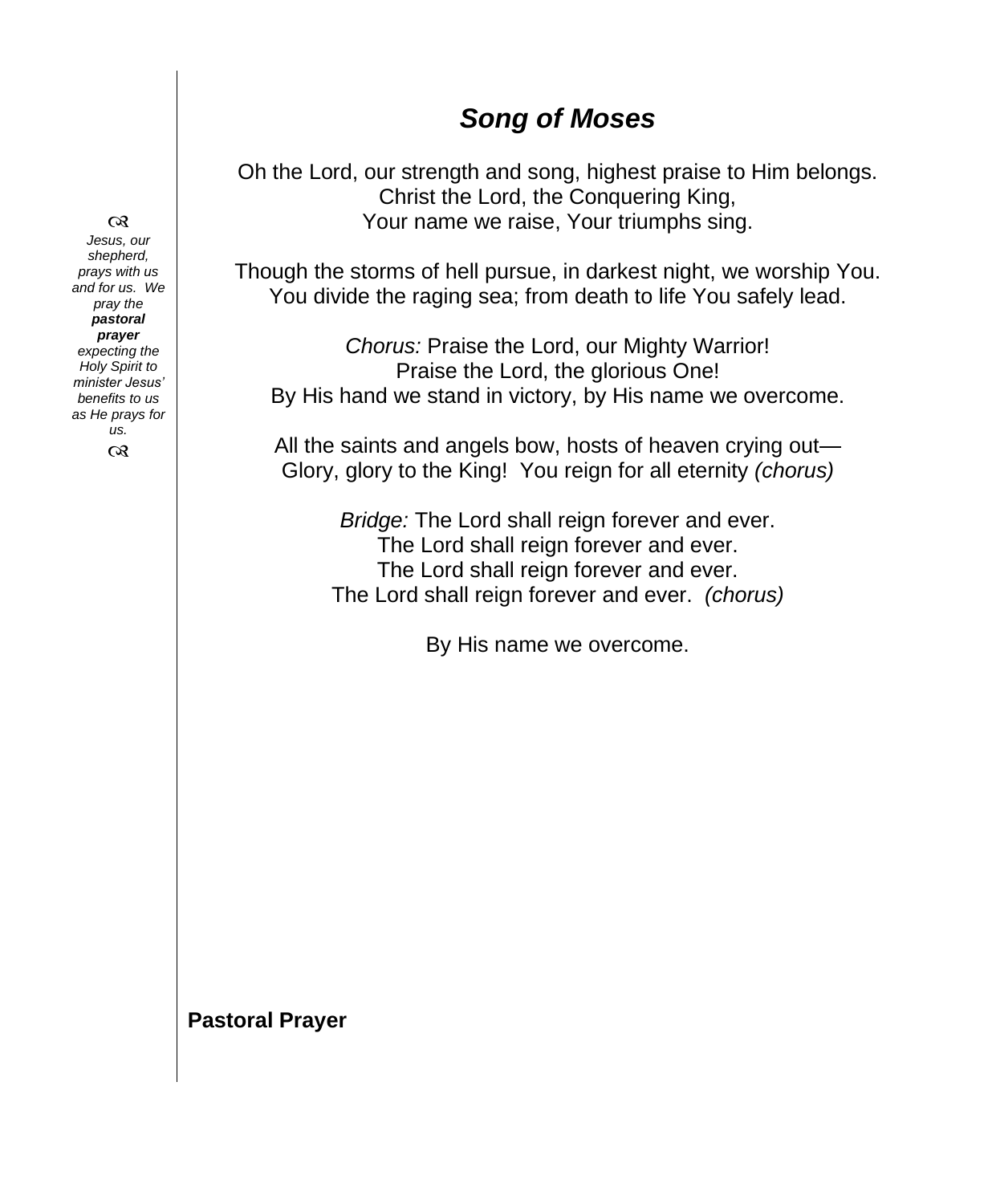## *Song of Moses*

Oh the Lord, our strength and song, highest praise to Him belongs.
Christ the Lord, the Conquering King,
Your name we raise, Your triumphs sing.

Though the storms of hell pursue, in darkest night, we worship You.
You divide the raging sea; from death to life You safely lead.

*Chorus:* Praise the Lord, our Mighty Warrior!
Praise the Lord, the glorious One!
By His hand we stand in victory, by His name we overcome.

All the saints and angels bow, hosts of heaven crying out—
Glory, glory to the King! You reign for all eternity *(chorus)*

*Bridge:* The Lord shall reign forever and ever.
The Lord shall reign forever and ever.
The Lord shall reign forever and ever.
The Lord shall reign forever and ever. *(chorus)*

By His name we overcome.

ঙ

*Jesus, our shepherd, prays with us and for us. We pray the* ***pastoral prayer*** *expecting the Holy Spirit to minister Jesus' benefits to us as He prays for us.*

ঙ

**Pastoral Prayer**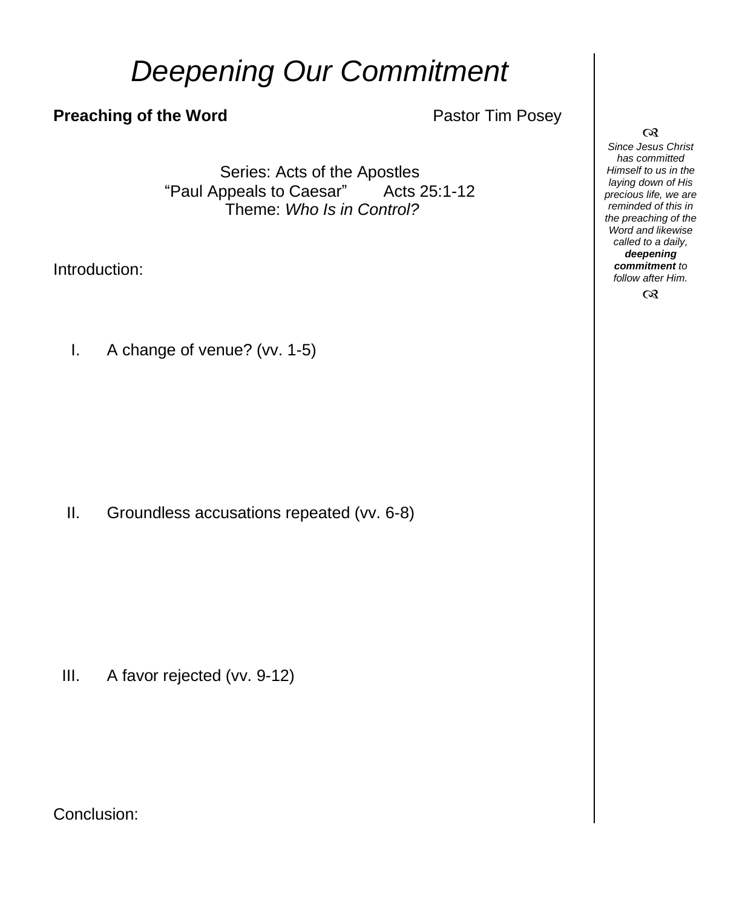# *Deepening Our Commitment*

**Preaching of the Word** Pastor Tim Posey

Series: Acts of the Apostles
"Paul Appeals to Caesar" Acts 25:1-12
Theme: *Who Is in Control?*

Introduction:

I. A change of venue? (vv. 1-5)

II. Groundless accusations repeated (vv. 6-8)

III. A favor rejected (vv. 9-12)

Conclusion:

*Since Jesus Christ has committed Himself to us in the laying down of His precious life, we are reminded of this in the preaching of the Word and likewise called to a daily,* ***deepening commitment*** *to follow after Him.*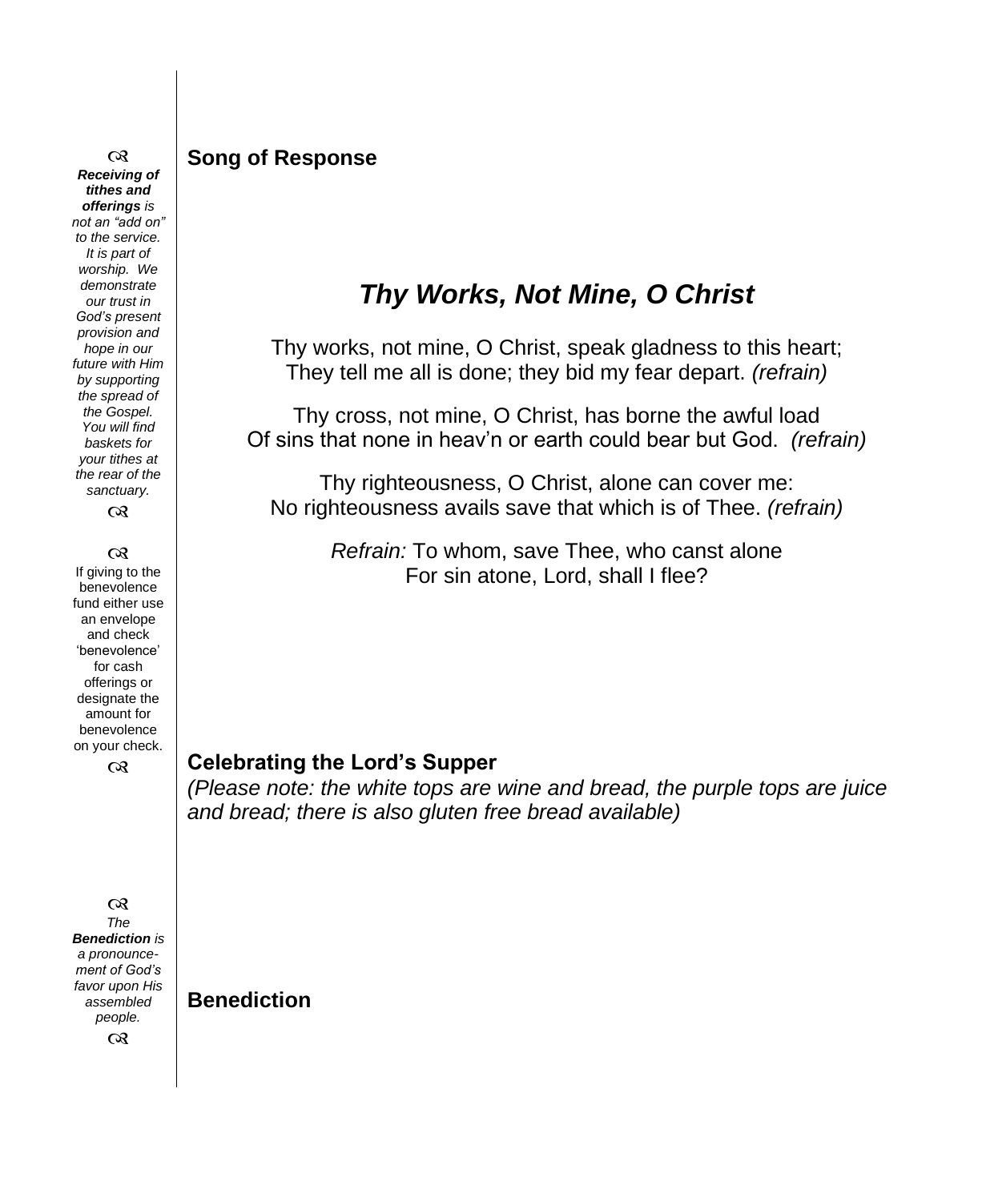## Song of Response

> ଓ
> ***Receiving of tithes and offerings*** *is not an "add on" to the service. It is part of worship. We demonstrate our trust in God's present provision and hope in our future with Him by supporting the spread of the Gospel. You will find baskets for your tithes at the rear of the sanctuary.*
> ଓ

> ଓ
> If giving to the benevolence fund either use an envelope and check 'benevolence' for cash offerings or designate the amount for benevolence on your check.
> ଓ

### *Thy Works, Not Mine, O Christ*

Thy works, not mine, O Christ, speak gladness to this heart;
They tell me all is done; they bid my fear depart. *(refrain)*

Thy cross, not mine, O Christ, has borne the awful load
Of sins that none in heav'n or earth could bear but God. *(refrain)*

Thy righteousness, O Christ, alone can cover me:
No righteousness avails save that which is of Thee. *(refrain)*

*Refrain:* To whom, save Thee, who canst alone
For sin atone, Lord, shall I flee?

## Celebrating the Lord's Supper

*(Please note: the white tops are wine and bread, the purple tops are juice and bread; there is also gluten free bread available)*

> ଓ
> *The* ***Benediction*** *is a pronouncement of God's favor upon His assembled people.*
> ଓ

## Benediction